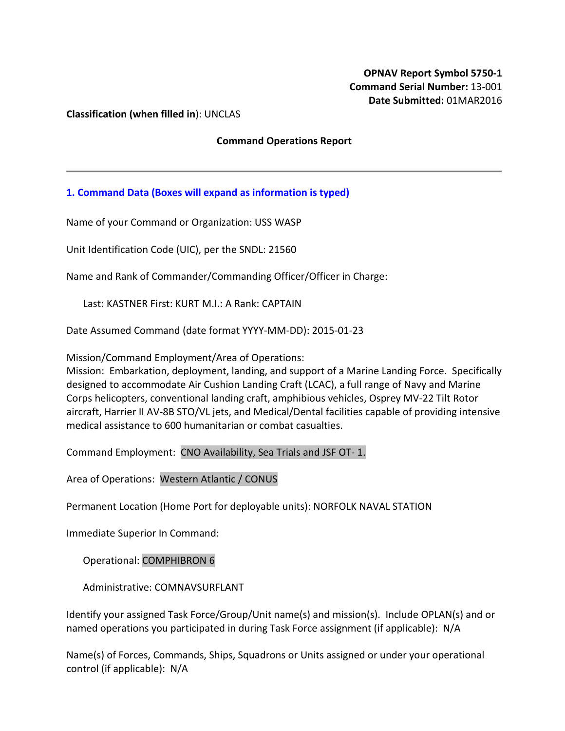**OPNAV Report Symbol 5750-1**
**Command Serial Number:** 13-001
**Date Submitted:** 01MAR2016

**Classification (when filled in)**: UNCLAS

**Command Operations Report**

---

## 1. Command Data (Boxes will expand as information is typed)

Name of your Command or Organization: USS WASP

Unit Identification Code (UIC), per the SNDL: 21560

Name and Rank of Commander/Commanding Officer/Officer in Charge:

Last: KASTNER First: KURT M.I.: A Rank: CAPTAIN

Date Assumed Command (date format YYYY-MM-DD): 2015-01-23

Mission/Command Employment/Area of Operations:
Mission: Embarkation, deployment, landing, and support of a Marine Landing Force. Specifically designed to accommodate Air Cushion Landing Craft (LCAC), a full range of Navy and Marine Corps helicopters, conventional landing craft, amphibious vehicles, Osprey MV-22 Tilt Rotor aircraft, Harrier II AV-8B STO/VL jets, and Medical/Dental facilities capable of providing intensive medical assistance to 600 humanitarian or combat casualties.

Command Employment: CNO Availability, Sea Trials and JSF OT- 1.

Area of Operations: Western Atlantic / CONUS

Permanent Location (Home Port for deployable units): NORFOLK NAVAL STATION

Immediate Superior In Command:

Operational: COMPHIBRON 6

Administrative: COMNAVSURFLANT

Identify your assigned Task Force/Group/Unit name(s) and mission(s). Include OPLAN(s) and or named operations you participated in during Task Force assignment (if applicable): N/A

Name(s) of Forces, Commands, Ships, Squadrons or Units assigned or under your operational control (if applicable): N/A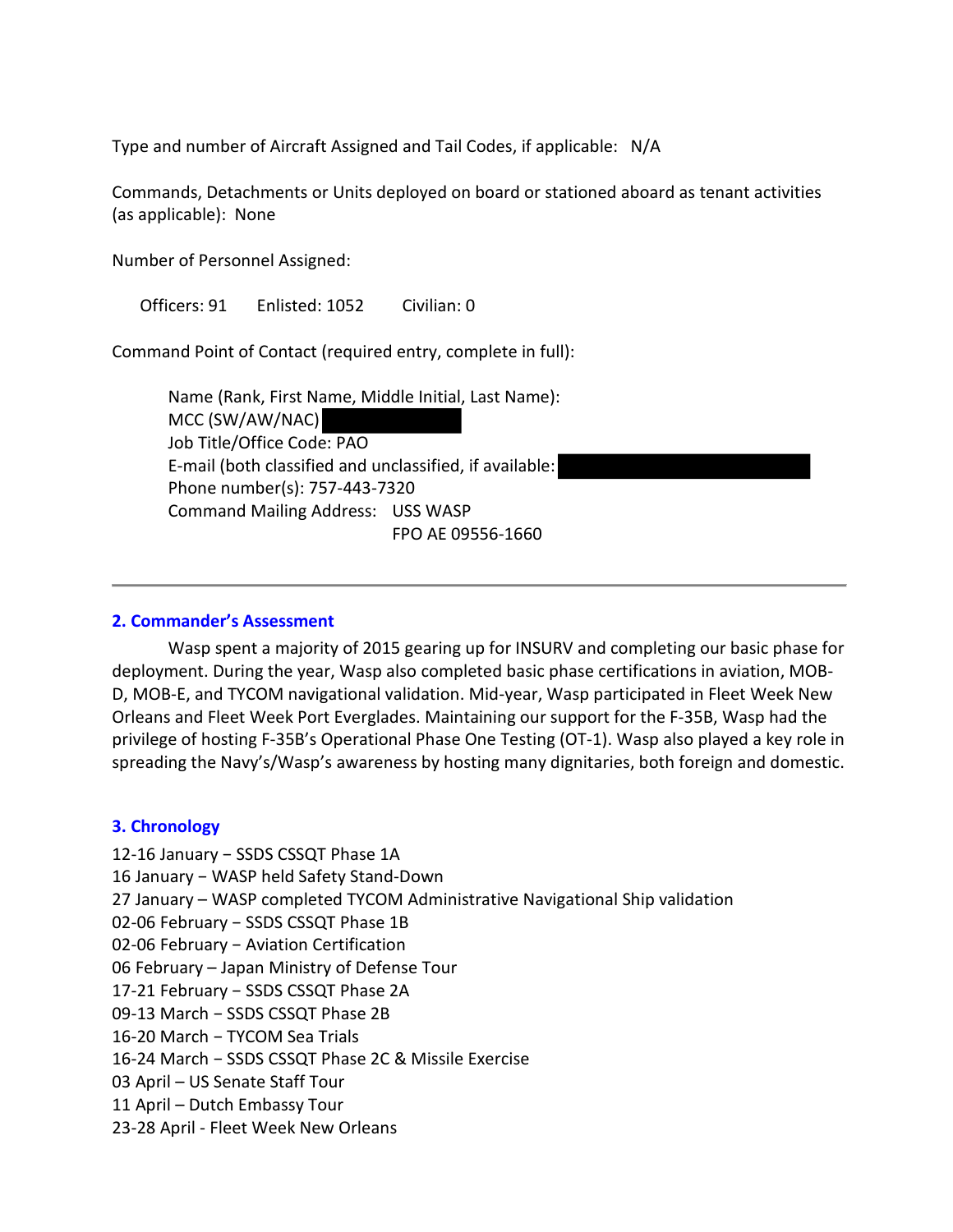Type and number of Aircraft Assigned and Tail Codes, if applicable: N/A

Commands, Detachments or Units deployed on board or stationed aboard as tenant activities (as applicable): None

Number of Personnel Assigned:

Officers: 91 Enlisted: 1052 Civilian: 0

Command Point of Contact (required entry, complete in full):

Name (Rank, First Name, Middle Initial, Last Name):
MCC (SW/AW/NAC)
Job Title/Office Code: PAO
E-mail (both classified and unclassified, if available:
Phone number(s): 757-443-7320
Command Mailing Address: USS WASP
FPO AE 09556-1660

---

## 2. Commander's Assessment

Wasp spent a majority of 2015 gearing up for INSURV and completing our basic phase for deployment. During the year, Wasp also completed basic phase certifications in aviation, MOB-D, MOB-E, and TYCOM navigational validation. Mid-year, Wasp participated in Fleet Week New Orleans and Fleet Week Port Everglades. Maintaining our support for the F-35B, Wasp had the privilege of hosting F-35B's Operational Phase One Testing (OT-1). Wasp also played a key role in spreading the Navy's/Wasp's awareness by hosting many dignitaries, both foreign and domestic.

## 3. Chronology

12-16 January – SSDS CSSQT Phase 1A
16 January – WASP held Safety Stand-Down
27 January – WASP completed TYCOM Administrative Navigational Ship validation
02-06 February – SSDS CSSQT Phase 1B
02-06 February – Aviation Certification
06 February – Japan Ministry of Defense Tour
17-21 February – SSDS CSSQT Phase 2A
09-13 March – SSDS CSSQT Phase 2B
16-20 March – TYCOM Sea Trials
16-24 March – SSDS CSSQT Phase 2C & Missile Exercise
03 April – US Senate Staff Tour
11 April – Dutch Embassy Tour
23-28 April - Fleet Week New Orleans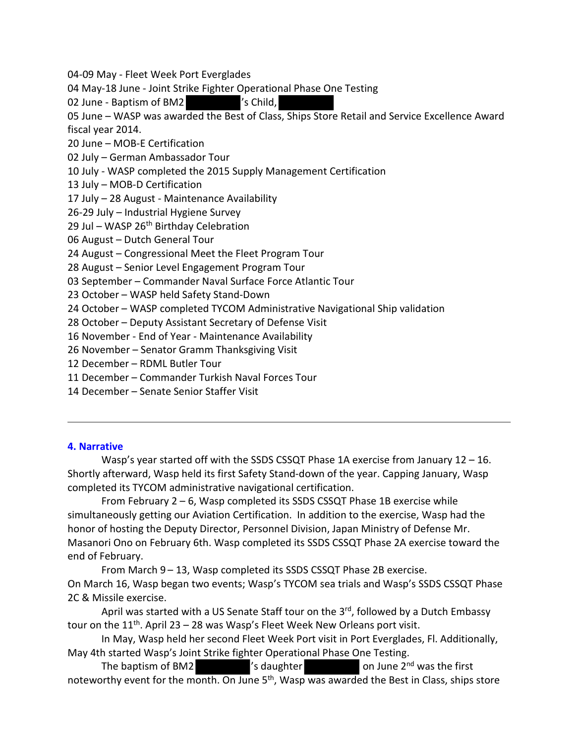04-09 May - Fleet Week Port Everglades
04 May-18 June - Joint Strike Fighter Operational Phase One Testing
02 June - Baptism of BM2 ██████'s Child, ██████
05 June – WASP was awarded the Best of Class, Ships Store Retail and Service Excellence Award fiscal year 2014.
20 June – MOB-E Certification
02 July – German Ambassador Tour
10 July - WASP completed the 2015 Supply Management Certification
13 July – MOB-D Certification
17 July – 28 August - Maintenance Availability
26-29 July – Industrial Hygiene Survey
29 Jul – WASP 26th Birthday Celebration
06 August – Dutch General Tour
24 August – Congressional Meet the Fleet Program Tour
28 August – Senior Level Engagement Program Tour
03 September – Commander Naval Surface Force Atlantic Tour
23 October – WASP held Safety Stand-Down
24 October – WASP completed TYCOM Administrative Navigational Ship validation
28 October – Deputy Assistant Secretary of Defense Visit
16 November - End of Year - Maintenance Availability
26 November – Senator Gramm Thanksgiving Visit
12 December – RDML Butler Tour
11 December – Commander Turkish Naval Forces Tour
14 December – Senate Senior Staffer Visit

---

## 4. Narrative

Wasp's year started off with the SSDS CSSQT Phase 1A exercise from January 12 – 16. Shortly afterward, Wasp held its first Safety Stand-down of the year. Capping January, Wasp completed its TYCOM administrative navigational certification.

From February 2 – 6, Wasp completed its SSDS CSSQT Phase 1B exercise while simultaneously getting our Aviation Certification. In addition to the exercise, Wasp had the honor of hosting the Deputy Director, Personnel Division, Japan Ministry of Defense Mr. Masanori Ono on February 6th. Wasp completed its SSDS CSSQT Phase 2A exercise toward the end of February.

From March 9 – 13, Wasp completed its SSDS CSSQT Phase 2B exercise. On March 16, Wasp began two events; Wasp's TYCOM sea trials and Wasp's SSDS CSSQT Phase 2C & Missile exercise.

April was started with a US Senate Staff tour on the 3rd, followed by a Dutch Embassy tour on the 11th. April 23 – 28 was Wasp's Fleet Week New Orleans port visit.

In May, Wasp held her second Fleet Week Port visit in Port Everglades, Fl. Additionally, May 4th started Wasp's Joint Strike fighter Operational Phase One Testing.

The baptism of BM2 ██████'s daughter ██████ on June 2nd was the first noteworthy event for the month. On June 5th, Wasp was awarded the Best in Class, ships store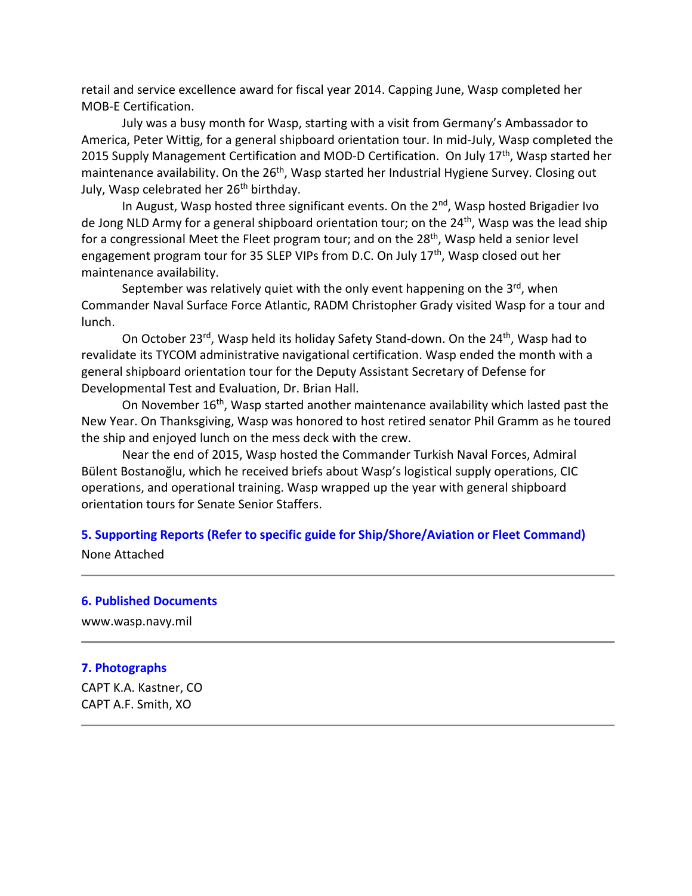retail and service excellence award for fiscal year 2014. Capping June, Wasp completed her MOB-E Certification.

July was a busy month for Wasp, starting with a visit from Germany's Ambassador to America, Peter Wittig, for a general shipboard orientation tour. In mid-July, Wasp completed the 2015 Supply Management Certification and MOD-D Certification. On July 17th, Wasp started her maintenance availability. On the 26th, Wasp started her Industrial Hygiene Survey. Closing out July, Wasp celebrated her 26th birthday.

In August, Wasp hosted three significant events. On the 2nd, Wasp hosted Brigadier Ivo de Jong NLD Army for a general shipboard orientation tour; on the 24th, Wasp was the lead ship for a congressional Meet the Fleet program tour; and on the 28th, Wasp held a senior level engagement program tour for 35 SLEP VIPs from D.C. On July 17th, Wasp closed out her maintenance availability.

September was relatively quiet with the only event happening on the 3rd, when Commander Naval Surface Force Atlantic, RADM Christopher Grady visited Wasp for a tour and lunch.

On October 23rd, Wasp held its holiday Safety Stand-down. On the 24th, Wasp had to revalidate its TYCOM administrative navigational certification. Wasp ended the month with a general shipboard orientation tour for the Deputy Assistant Secretary of Defense for Developmental Test and Evaluation, Dr. Brian Hall.

On November 16th, Wasp started another maintenance availability which lasted past the New Year. On Thanksgiving, Wasp was honored to host retired senator Phil Gramm as he toured the ship and enjoyed lunch on the mess deck with the crew.

Near the end of 2015, Wasp hosted the Commander Turkish Naval Forces, Admiral Bülent Bostanoğlu, which he received briefs about Wasp's logistical supply operations, CIC operations, and operational training. Wasp wrapped up the year with general shipboard orientation tours for Senate Senior Staffers.

### 5. Supporting Reports (Refer to specific guide for Ship/Shore/Aviation or Fleet Command)

None Attached

---

### 6. Published Documents

www.wasp.navy.mil

---

### 7. Photographs

CAPT K.A. Kastner, CO
CAPT A.F. Smith, XO

---